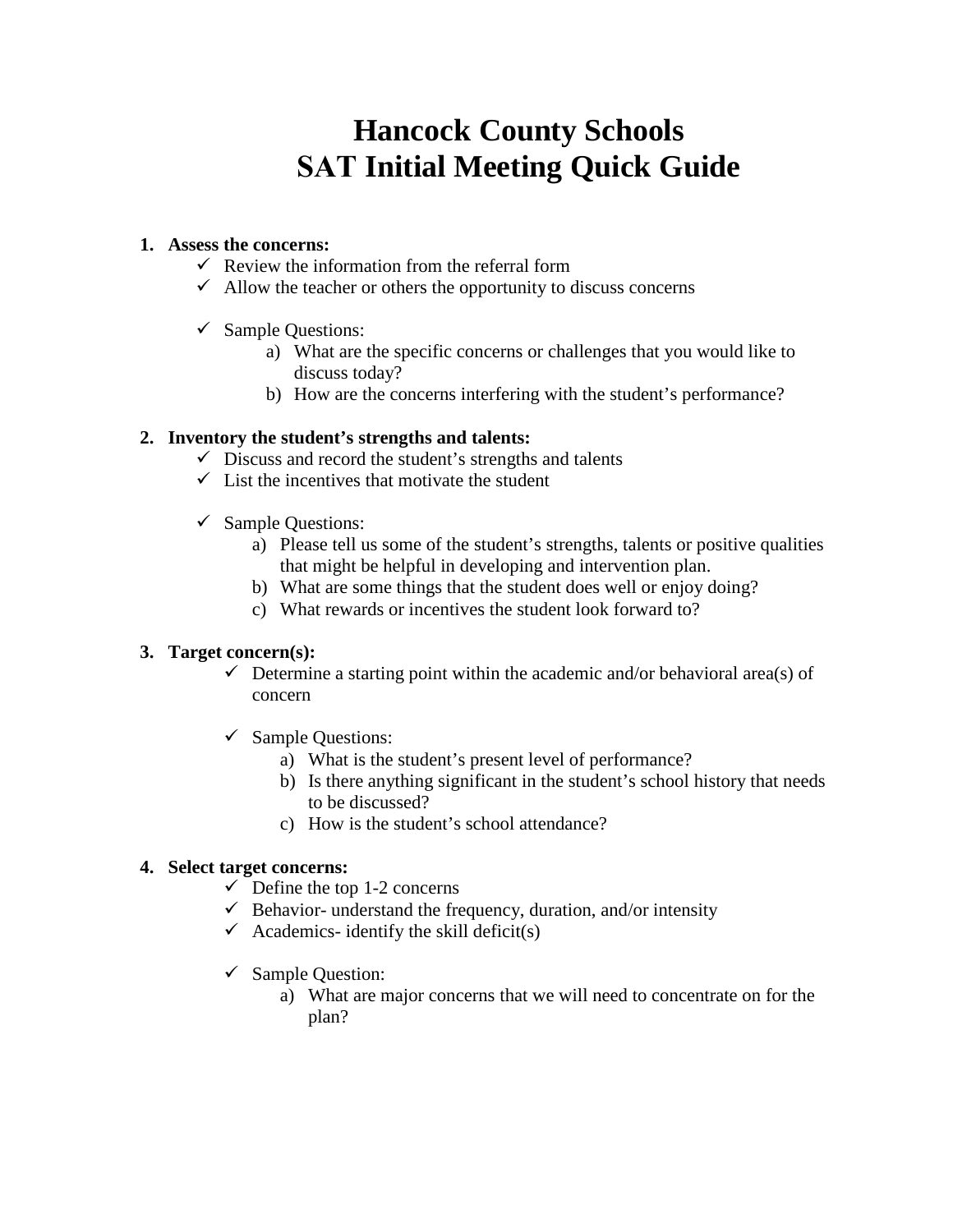# Hancock County Schools
# SAT Initial Meeting Quick Guide

1. **Assess the concerns:**
   - ✓ Review the information from the referral form
   - ✓ Allow the teacher or others the opportunity to discuss concerns

   - ✓ Sample Questions:
     a) What are the specific concerns or challenges that you would like to discuss today?
     b) How are the concerns interfering with the student's performance?

2. **Inventory the student's strengths and talents:**
   - ✓ Discuss and record the student's strengths and talents
   - ✓ List the incentives that motivate the student

   - ✓ Sample Questions:
     a) Please tell us some of the student's strengths, talents or positive qualities that might be helpful in developing and intervention plan.
     b) What are some things that the student does well or enjoy doing?
     c) What rewards or incentives the student look forward to?

3. **Target concern(s):**
   - ✓ Determine a starting point within the academic and/or behavioral area(s) of concern

   - ✓ Sample Questions:
     a) What is the student's present level of performance?
     b) Is there anything significant in the student's school history that needs to be discussed?
     c) How is the student's school attendance?

4. **Select target concerns:**
   - ✓ Define the top 1-2 concerns
   - ✓ Behavior- understand the frequency, duration, and/or intensity
   - ✓ Academics- identify the skill deficit(s)

   - ✓ Sample Question:
     a) What are major concerns that we will need to concentrate on for the plan?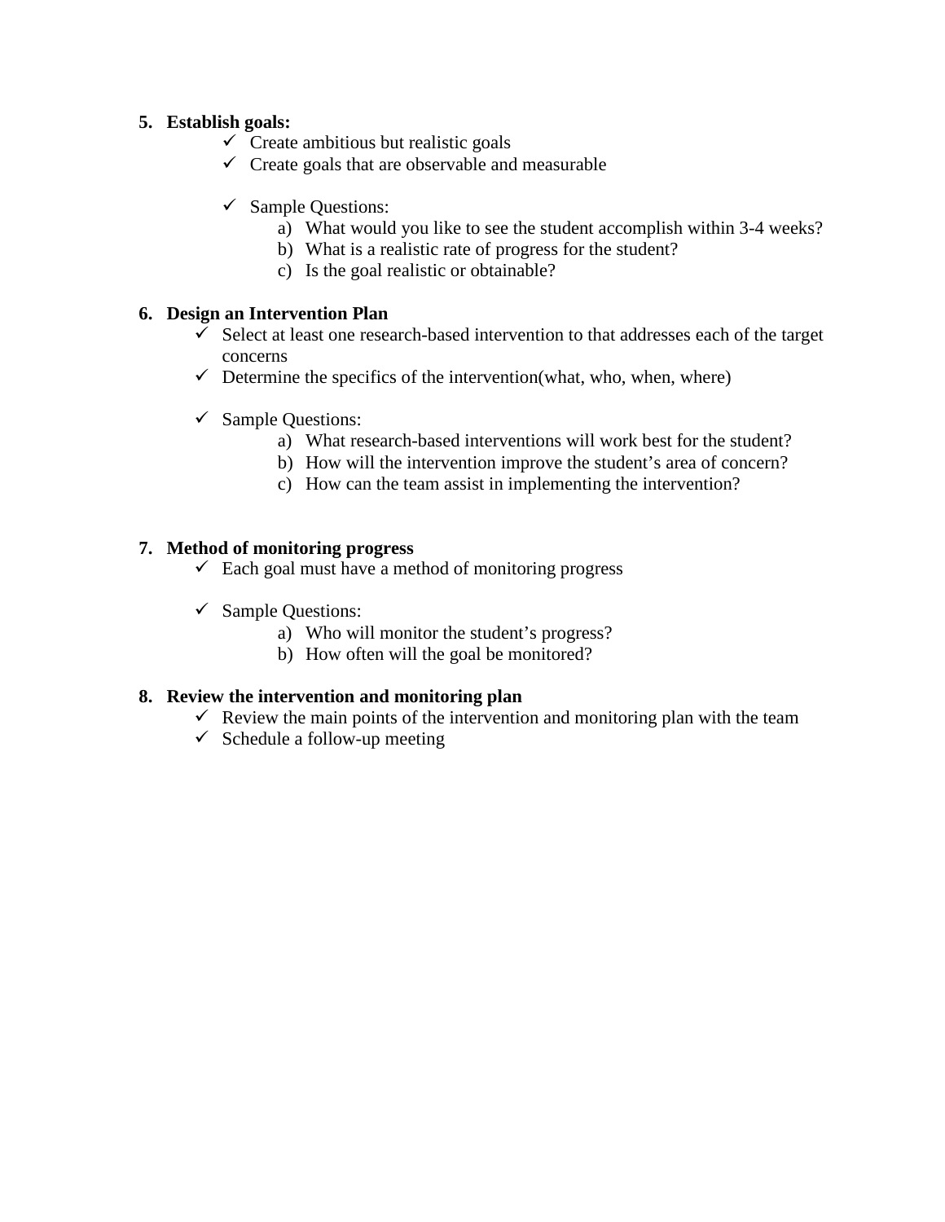5. **Establish goals:**
    - ✓ Create ambitious but realistic goals
    - ✓ Create goals that are observable and measurable

    - ✓ Sample Questions:
        a) What would you like to see the student accomplish within 3-4 weeks?
        b) What is a realistic rate of progress for the student?
        c) Is the goal realistic or obtainable?

6. **Design an Intervention Plan**
    - ✓ Select at least one research-based intervention to that addresses each of the target concerns
    - ✓ Determine the specifics of the intervention(what, who, when, where)

    - ✓ Sample Questions:
        a) What research-based interventions will work best for the student?
        b) How will the intervention improve the student's area of concern?
        c) How can the team assist in implementing the intervention?

7. **Method of monitoring progress**
    - ✓ Each goal must have a method of monitoring progress

    - ✓ Sample Questions:
        a) Who will monitor the student's progress?
        b) How often will the goal be monitored?

8. **Review the intervention and monitoring plan**
    - ✓ Review the main points of the intervention and monitoring plan with the team
    - ✓ Schedule a follow-up meeting